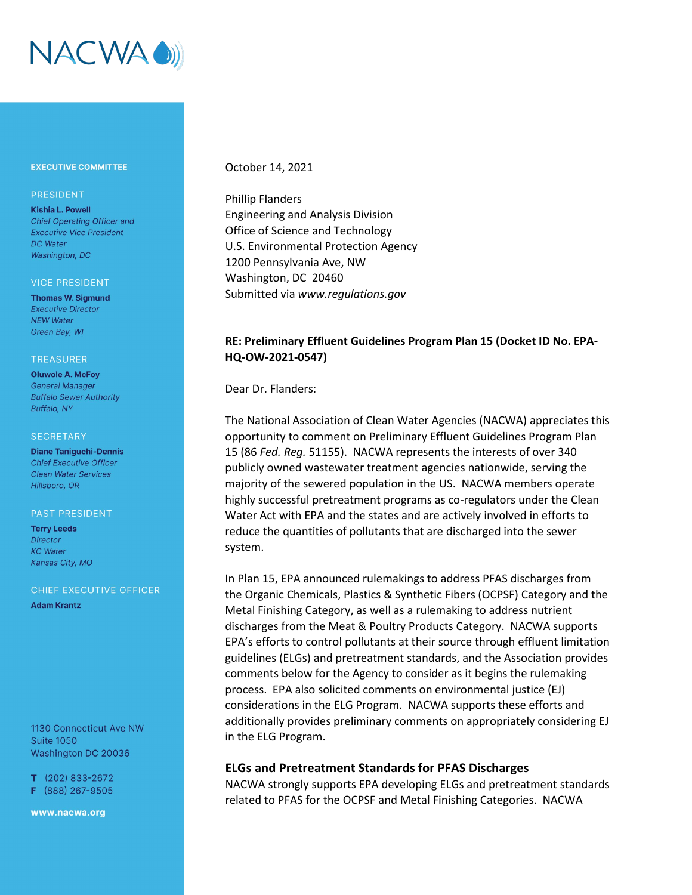NACWA

**EXECUTIVE COMMITTEE**

PRESIDENT
**Kishia L. Powell**
*Chief Operating Officer and Executive Vice President*
*DC Water*
*Washington, DC*

VICE PRESIDENT
**Thomas W. Sigmund**
*Executive Director*
*NEW Water*
*Green Bay, WI*

TREASURER
**Oluwole A. McFoy**
*General Manager*
*Buffalo Sewer Authority*
*Buffalo, NY*

SECRETARY
**Diane Taniguchi-Dennis**
*Chief Executive Officer*
*Clean Water Services*
*Hillsboro, OR*

PAST PRESIDENT
**Terry Leeds**
*Director*
*KC Water*
*Kansas City, MO*

CHIEF EXECUTIVE OFFICER
**Adam Krantz**

1130 Connecticut Ave NW
Suite 1050
Washington DC 20036

T (202) 833-2672
F (888) 267-9505

www.nacwa.org

October 14, 2021

Phillip Flanders
Engineering and Analysis Division
Office of Science and Technology
U.S. Environmental Protection Agency
1200 Pennsylvania Ave, NW
Washington, DC 20460
Submitted via *www.regulations.gov*

**RE: Preliminary Effluent Guidelines Program Plan 15 (Docket ID No. EPA-HQ-OW-2021-0547)**

Dear Dr. Flanders:

The National Association of Clean Water Agencies (NACWA) appreciates this opportunity to comment on Preliminary Effluent Guidelines Program Plan 15 (86 *Fed. Reg.* 51155). NACWA represents the interests of over 340 publicly owned wastewater treatment agencies nationwide, serving the majority of the sewered population in the US. NACWA members operate highly successful pretreatment programs as co-regulators under the Clean Water Act with EPA and the states and are actively involved in efforts to reduce the quantities of pollutants that are discharged into the sewer system.

In Plan 15, EPA announced rulemakings to address PFAS discharges from the Organic Chemicals, Plastics & Synthetic Fibers (OCPSF) Category and the Metal Finishing Category, as well as a rulemaking to address nutrient discharges from the Meat & Poultry Products Category. NACWA supports EPA's efforts to control pollutants at their source through effluent limitation guidelines (ELGs) and pretreatment standards, and the Association provides comments below for the Agency to consider as it begins the rulemaking process. EPA also solicited comments on environmental justice (EJ) considerations in the ELG Program. NACWA supports these efforts and additionally provides preliminary comments on appropriately considering EJ in the ELG Program.

## ELGs and Pretreatment Standards for PFAS Discharges

NACWA strongly supports EPA developing ELGs and pretreatment standards related to PFAS for the OCPSF and Metal Finishing Categories. NACWA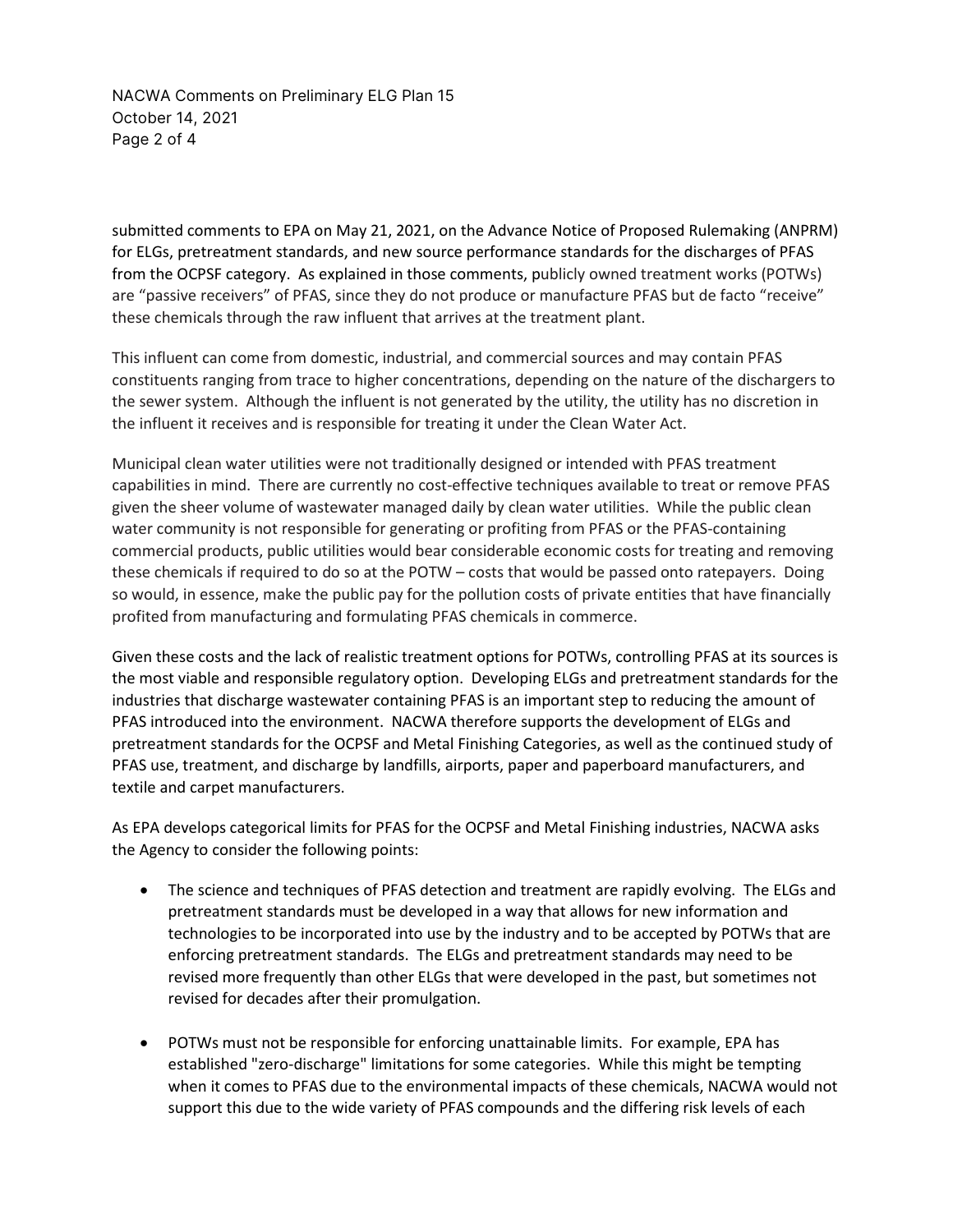submitted comments to EPA on May 21, 2021, on the Advance Notice of Proposed Rulemaking (ANPRM) for ELGs, pretreatment standards, and new source performance standards for the discharges of PFAS from the OCPSF category. As explained in those comments, publicly owned treatment works (POTWs) are "passive receivers" of PFAS, since they do not produce or manufacture PFAS but de facto "receive" these chemicals through the raw influent that arrives at the treatment plant.

This influent can come from domestic, industrial, and commercial sources and may contain PFAS constituents ranging from trace to higher concentrations, depending on the nature of the dischargers to the sewer system. Although the influent is not generated by the utility, the utility has no discretion in the influent it receives and is responsible for treating it under the Clean Water Act.

Municipal clean water utilities were not traditionally designed or intended with PFAS treatment capabilities in mind. There are currently no cost-effective techniques available to treat or remove PFAS given the sheer volume of wastewater managed daily by clean water utilities. While the public clean water community is not responsible for generating or profiting from PFAS or the PFAS-containing commercial products, public utilities would bear considerable economic costs for treating and removing these chemicals if required to do so at the POTW – costs that would be passed onto ratepayers. Doing so would, in essence, make the public pay for the pollution costs of private entities that have financially profited from manufacturing and formulating PFAS chemicals in commerce.

Given these costs and the lack of realistic treatment options for POTWs, controlling PFAS at its sources is the most viable and responsible regulatory option. Developing ELGs and pretreatment standards for the industries that discharge wastewater containing PFAS is an important step to reducing the amount of PFAS introduced into the environment. NACWA therefore supports the development of ELGs and pretreatment standards for the OCPSF and Metal Finishing Categories, as well as the continued study of PFAS use, treatment, and discharge by landfills, airports, paper and paperboard manufacturers, and textile and carpet manufacturers.

As EPA develops categorical limits for PFAS for the OCPSF and Metal Finishing industries, NACWA asks the Agency to consider the following points:

- The science and techniques of PFAS detection and treatment are rapidly evolving. The ELGs and pretreatment standards must be developed in a way that allows for new information and technologies to be incorporated into use by the industry and to be accepted by POTWs that are enforcing pretreatment standards. The ELGs and pretreatment standards may need to be revised more frequently than other ELGs that were developed in the past, but sometimes not revised for decades after their promulgation.

- POTWs must not be responsible for enforcing unattainable limits. For example, EPA has established "zero-discharge" limitations for some categories. While this might be tempting when it comes to PFAS due to the environmental impacts of these chemicals, NACWA would not support this due to the wide variety of PFAS compounds and the differing risk levels of each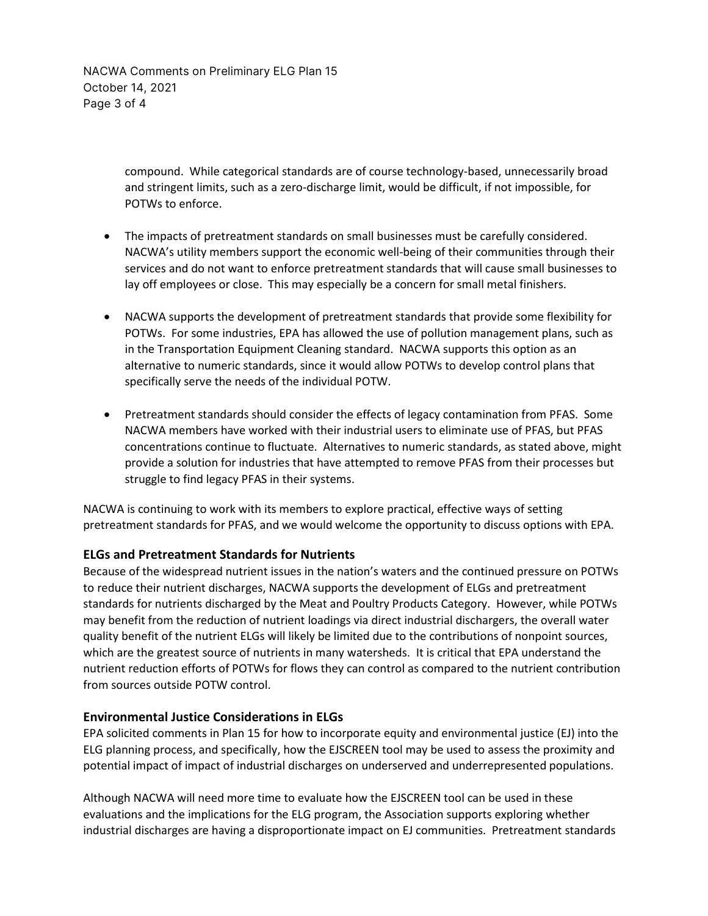compound. While categorical standards are of course technology-based, unnecessarily broad and stringent limits, such as a zero-discharge limit, would be difficult, if not impossible, for POTWs to enforce.

- The impacts of pretreatment standards on small businesses must be carefully considered. NACWA's utility members support the economic well-being of their communities through their services and do not want to enforce pretreatment standards that will cause small businesses to lay off employees or close. This may especially be a concern for small metal finishers.

- NACWA supports the development of pretreatment standards that provide some flexibility for POTWs. For some industries, EPA has allowed the use of pollution management plans, such as in the Transportation Equipment Cleaning standard. NACWA supports this option as an alternative to numeric standards, since it would allow POTWs to develop control plans that specifically serve the needs of the individual POTW.

- Pretreatment standards should consider the effects of legacy contamination from PFAS. Some NACWA members have worked with their industrial users to eliminate use of PFAS, but PFAS concentrations continue to fluctuate. Alternatives to numeric standards, as stated above, might provide a solution for industries that have attempted to remove PFAS from their processes but struggle to find legacy PFAS in their systems.

NACWA is continuing to work with its members to explore practical, effective ways of setting pretreatment standards for PFAS, and we would welcome the opportunity to discuss options with EPA.

### ELGs and Pretreatment Standards for Nutrients

Because of the widespread nutrient issues in the nation's waters and the continued pressure on POTWs to reduce their nutrient discharges, NACWA supports the development of ELGs and pretreatment standards for nutrients discharged by the Meat and Poultry Products Category. However, while POTWs may benefit from the reduction of nutrient loadings via direct industrial dischargers, the overall water quality benefit of the nutrient ELGs will likely be limited due to the contributions of nonpoint sources, which are the greatest source of nutrients in many watersheds. It is critical that EPA understand the nutrient reduction efforts of POTWs for flows they can control as compared to the nutrient contribution from sources outside POTW control.

### Environmental Justice Considerations in ELGs

EPA solicited comments in Plan 15 for how to incorporate equity and environmental justice (EJ) into the ELG planning process, and specifically, how the EJSCREEN tool may be used to assess the proximity and potential impact of impact of industrial discharges on underserved and underrepresented populations.

Although NACWA will need more time to evaluate how the EJSCREEN tool can be used in these evaluations and the implications for the ELG program, the Association supports exploring whether industrial discharges are having a disproportionate impact on EJ communities. Pretreatment standards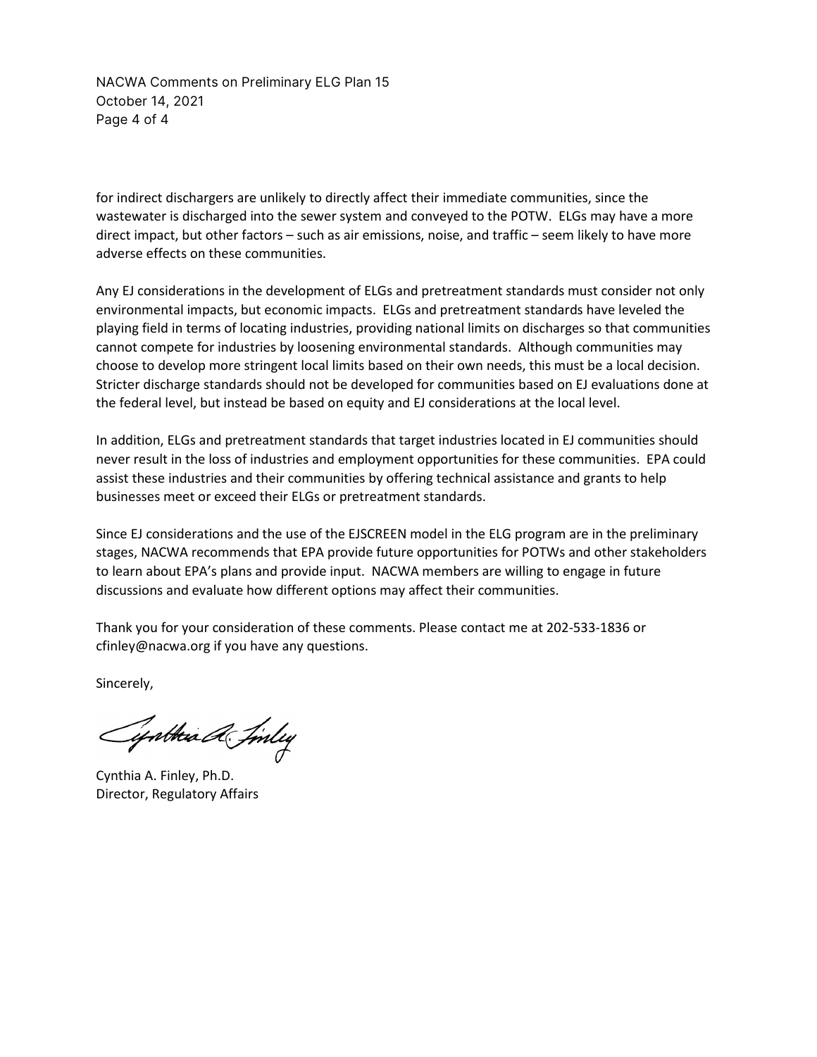for indirect dischargers are unlikely to directly affect their immediate communities, since the wastewater is discharged into the sewer system and conveyed to the POTW. ELGs may have a more direct impact, but other factors – such as air emissions, noise, and traffic – seem likely to have more adverse effects on these communities.

Any EJ considerations in the development of ELGs and pretreatment standards must consider not only environmental impacts, but economic impacts. ELGs and pretreatment standards have leveled the playing field in terms of locating industries, providing national limits on discharges so that communities cannot compete for industries by loosening environmental standards. Although communities may choose to develop more stringent local limits based on their own needs, this must be a local decision. Stricter discharge standards should not be developed for communities based on EJ evaluations done at the federal level, but instead be based on equity and EJ considerations at the local level.

In addition, ELGs and pretreatment standards that target industries located in EJ communities should never result in the loss of industries and employment opportunities for these communities. EPA could assist these industries and their communities by offering technical assistance and grants to help businesses meet or exceed their ELGs or pretreatment standards.

Since EJ considerations and the use of the EJSCREEN model in the ELG program are in the preliminary stages, NACWA recommends that EPA provide future opportunities for POTWs and other stakeholders to learn about EPA's plans and provide input. NACWA members are willing to engage in future discussions and evaluate how different options may affect their communities.

Thank you for your consideration of these comments. Please contact me at 202-533-1836 or cfinley@nacwa.org if you have any questions.

Sincerely,

Cynthia A. Finley

Cynthia A. Finley, Ph.D.
Director, Regulatory Affairs